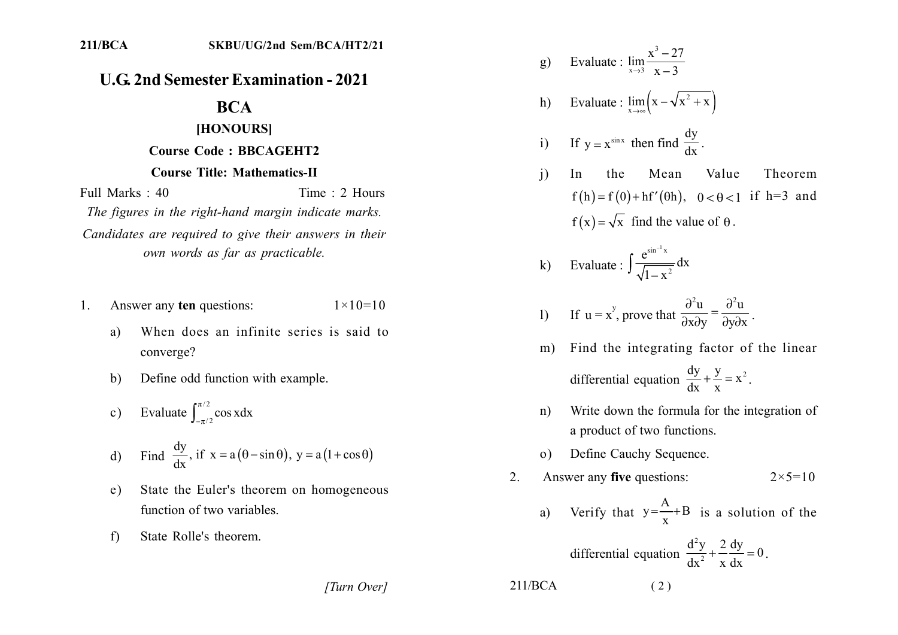# U.G. 2nd Semester Examination - 2021

## BCA

### [HONOURS]

**Course Code : BBCAGEHT2**

**Course Title: Mathematics-II**

Full Marks : 40 Time : 2 Hours

*The figures in the right-hand margin indicate marks.*

*Candidates are required to give their answers in their own words as far as practicable.*

1. Answer any **ten** questions: $1 \times 10 = 10$

   a) When does an infinite series is said to converge?

   b) Define odd function with example.

   c) Evaluate $\int_{-\pi/2}^{\pi/2} \cos x dx$

   d) Find $\frac{dy}{dx}$, if $x = a(\theta - \sin\theta)$, $y = a(1 + \cos\theta)$

   e) State the Euler's theorem on homogeneous function of two variables.

   f) State Rolle's theorem.

   g) Evaluate : $\lim_{x \to 3} \frac{x^3 - 27}{x - 3}$

   h) Evaluate : $\lim_{x \to \infty} \left( x - \sqrt{x^2 + x} \right)$

   i) If $y = x^{\sin x}$ then find $\frac{dy}{dx}$.

   j) In the Mean Value Theorem $f(h) = f(0) + hf'(\theta h)$, $0 < \theta < 1$ if h=3 and $f(x) = \sqrt{x}$ find the value of $\theta$.

   k) Evaluate : $\int \frac{e^{\sin^{-1} x}}{\sqrt{1 - x^2}} dx$

   l) If $u = x^y$, prove that $\frac{\partial^2 u}{\partial x \partial y} = \frac{\partial^2 u}{\partial y \partial x}$.

   m) Find the integrating factor of the linear differential equation $\frac{dy}{dx} + \frac{y}{x} = x^2$.

   n) Write down the formula for the integration of a product of two functions.

   o) Define Cauchy Sequence.

2. Answer any **five** questions: $2 \times 5 = 10$

   a) Verify that $y = \frac{A}{x} + B$ is a solution of the differential equation $\frac{d^2 y}{dx^2} + \frac{2}{x} \frac{dy}{dx} = 0$.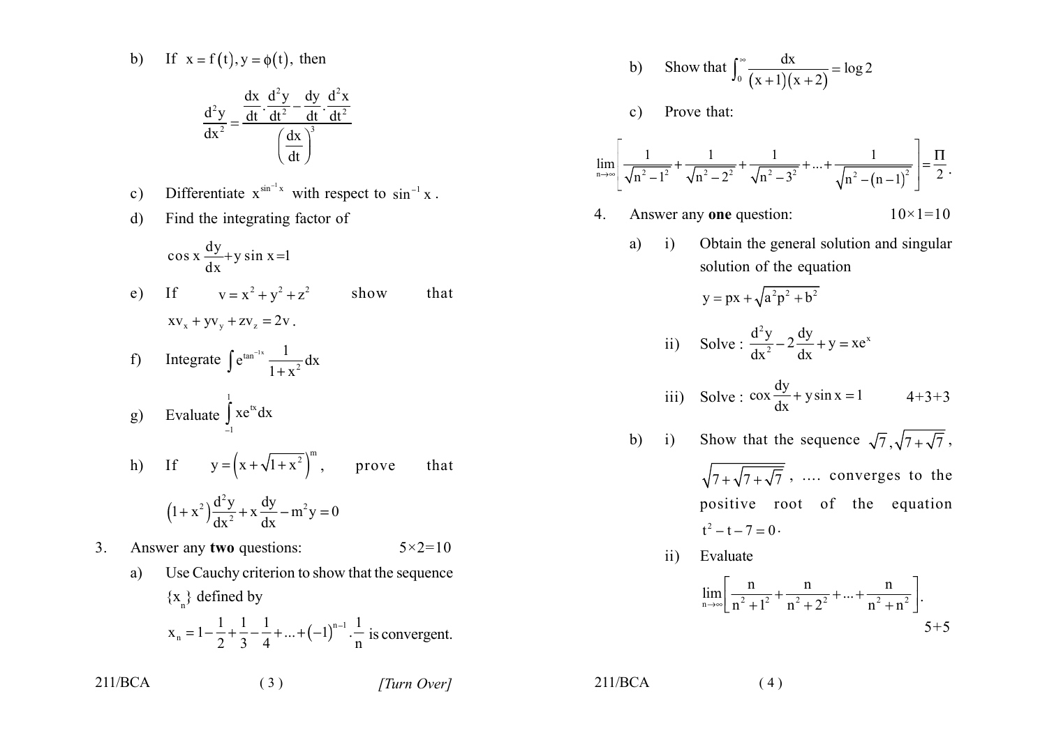b) If $x = f(t), y = \phi(t)$, then

$$\frac{d^2y}{dx^2} = \frac{\frac{dx}{dt}\cdot\frac{d^2y}{dt^2} - \frac{dy}{dt}\cdot\frac{d^2x}{dt^2}}{\left(\frac{dx}{dt}\right)^3}$$

c) Differentiate $x^{\sin^{-1}x}$ with respect to $\sin^{-1}x$.

d) Find the integrating factor of

$$\cos x\frac{dy}{dx} + y\sin x = 1$$

e) If $v = x^2 + y^2 + z^2$ show that $xv_x + yv_y + zv_z = 2v$.

f) Integrate $\int e^{\tan^{-1}x}\frac{1}{1+x^2}dx$

g) Evaluate $\int_{-1}^{1} xe^{tx}dx$

h) If $y = \left(x + \sqrt{1+x^2}\right)^m$, prove that

$$\left(1+x^2\right)\frac{d^2y}{dx^2} + x\frac{dy}{dx} - m^2y = 0$$

3. Answer any **two** questions: $5\times2=10$

a) Use Cauchy criterion to show that the sequence $\{x_n\}$ defined by

$x_n = 1 - \frac{1}{2} + \frac{1}{3} - \frac{1}{4} + \ldots + (-1)^{n-1}\cdot\frac{1}{n}$ is convergent.

b) Show that $\int_0^\infty \frac{dx}{(x+1)(x+2)} = \log 2$

c) Prove that:

$$\lim_{n\to\infty}\left[\frac{1}{\sqrt{n^2-1^2}} + \frac{1}{\sqrt{n^2-2^2}} + \frac{1}{\sqrt{n^2-3^2}} + \ldots + \frac{1}{\sqrt{n^2-(n-1)^2}}\right] = \frac{\Pi}{2}.$$

4. Answer any **one** question: $10\times1=10$

a) i) Obtain the general solution and singular solution of the equation

$$y = px + \sqrt{a^2p^2 + b^2}$$

ii) Solve : $\frac{d^2y}{dx^2} - 2\frac{dy}{dx} + y = xe^x$

iii) Solve : $\cos x\frac{dy}{dx} + y\sin x = 1$ $\quad 4+3+3$

b) i) Show that the sequence $\sqrt{7}, \sqrt{7+\sqrt{7}}, \sqrt{7+\sqrt{7+\sqrt{7}}}$, .... converges to the positive root of the equation $t^2 - t - 7 = 0$.

ii) Evaluate

$$\lim_{n\to\infty}\left[\frac{n}{n^2+1^2} + \frac{n}{n^2+2^2} + \ldots + \frac{n}{n^2+n^2}\right].$$

$5+5$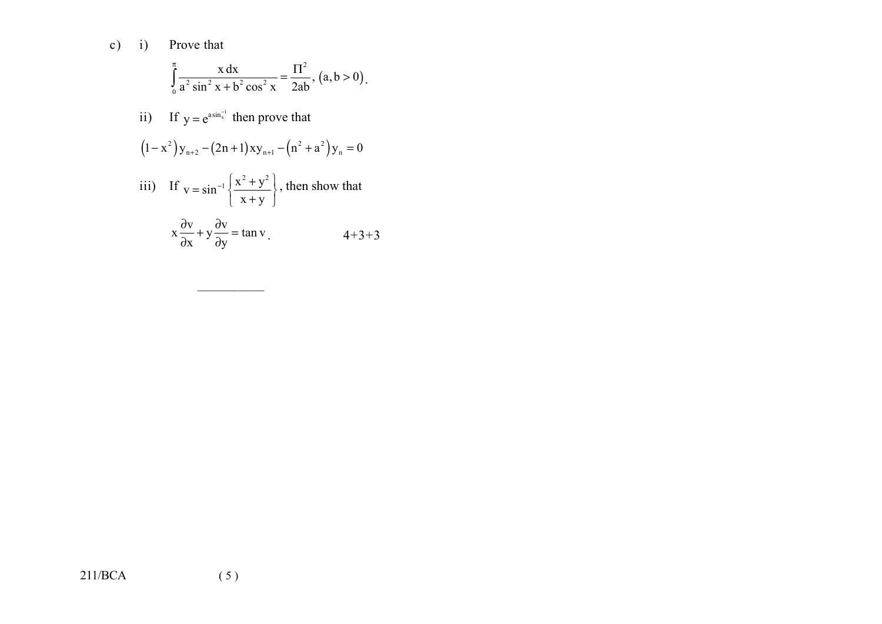c) i) Prove that

$$\int_0^{\pi} \frac{x\,dx}{a^2 \sin^2 x + b^2 \cos^2 x} = \frac{\Pi^2}{2ab}, \ (a, b > 0).$$

ii) If $y = e^{a \sin_x^{-1}}$ then prove that

$$\left(1 - x^2\right) y_{n+2} - (2n+1) x y_{n+1} - \left(n^2 + a^2\right) y_n = 0$$

iii) If $v = \sin^{-1}\left\{\frac{x^2 + y^2}{x + y}\right\}$, then show that

$$x\frac{\partial v}{\partial x} + y\frac{\partial v}{\partial y} = \tan v.$$

4+3+3

---